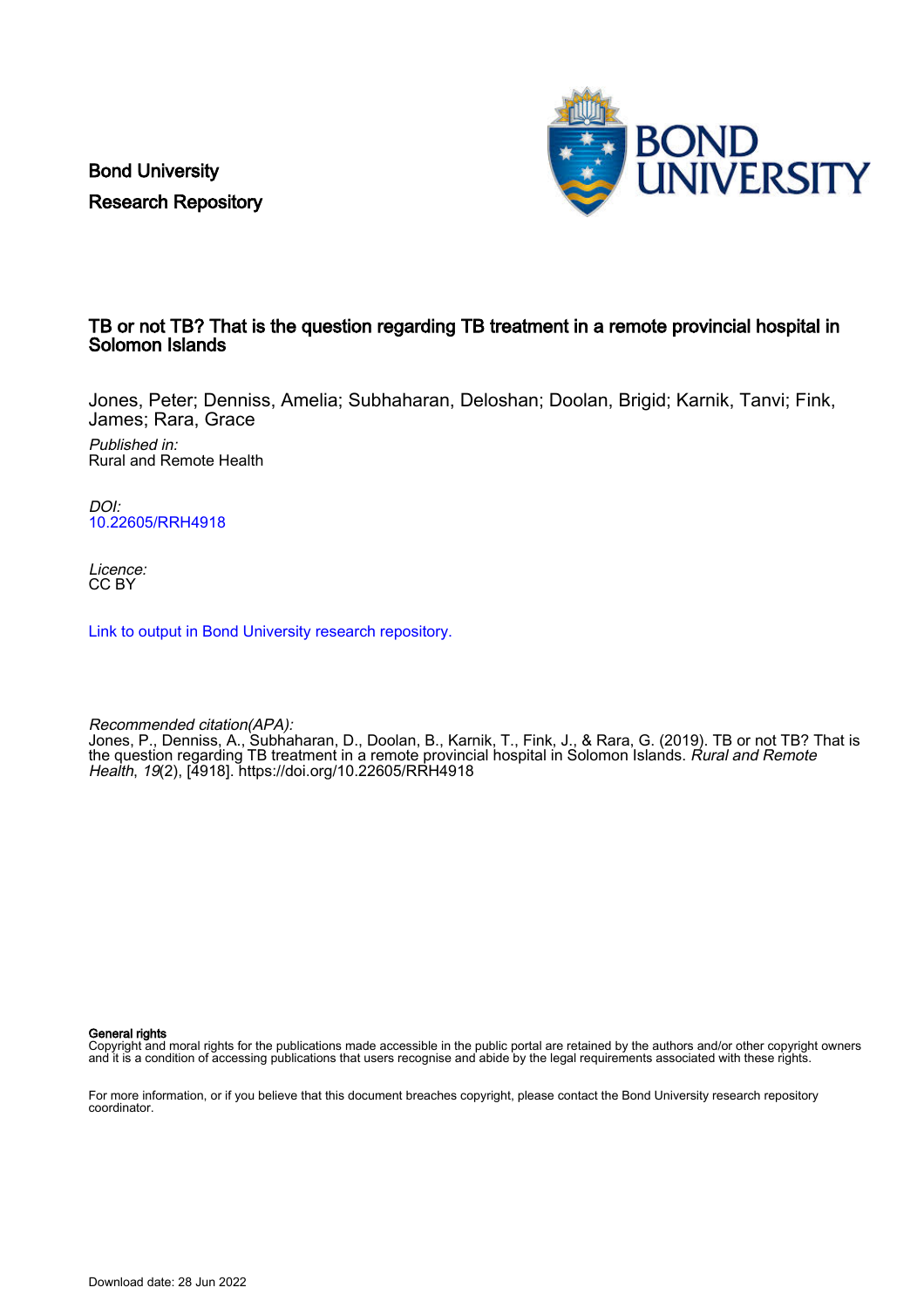Bond University
Research Repository

# TB or not TB? That is the question regarding TB treatment in a remote provincial hospital in Solomon Islands

Jones, Peter; Denniss, Amelia; Subhaharan, Deloshan; Doolan, Brigid; Karnik, Tanvi; Fink, James; Rara, Grace

*Published in:*
Rural and Remote Health

*DOI:*
10.22605/RRH4918

*Licence:*
CC BY

Link to output in Bond University research repository.

*Recommended citation(APA):*
Jones, P., Denniss, A., Subhaharan, D., Doolan, B., Karnik, T., Fink, J., & Rara, G. (2019). TB or not TB? That is the question regarding TB treatment in a remote provincial hospital in Solomon Islands. *Rural and Remote Health*, *19*(2), [4918]. https://doi.org/10.22605/RRH4918

**General rights**
Copyright and moral rights for the publications made accessible in the public portal are retained by the authors and/or other copyright owners and it is a condition of accessing publications that users recognise and abide by the legal requirements associated with these rights.

For more information, or if you believe that this document breaches copyright, please contact the Bond University research repository coordinator.

Download date: 28 Jun 2022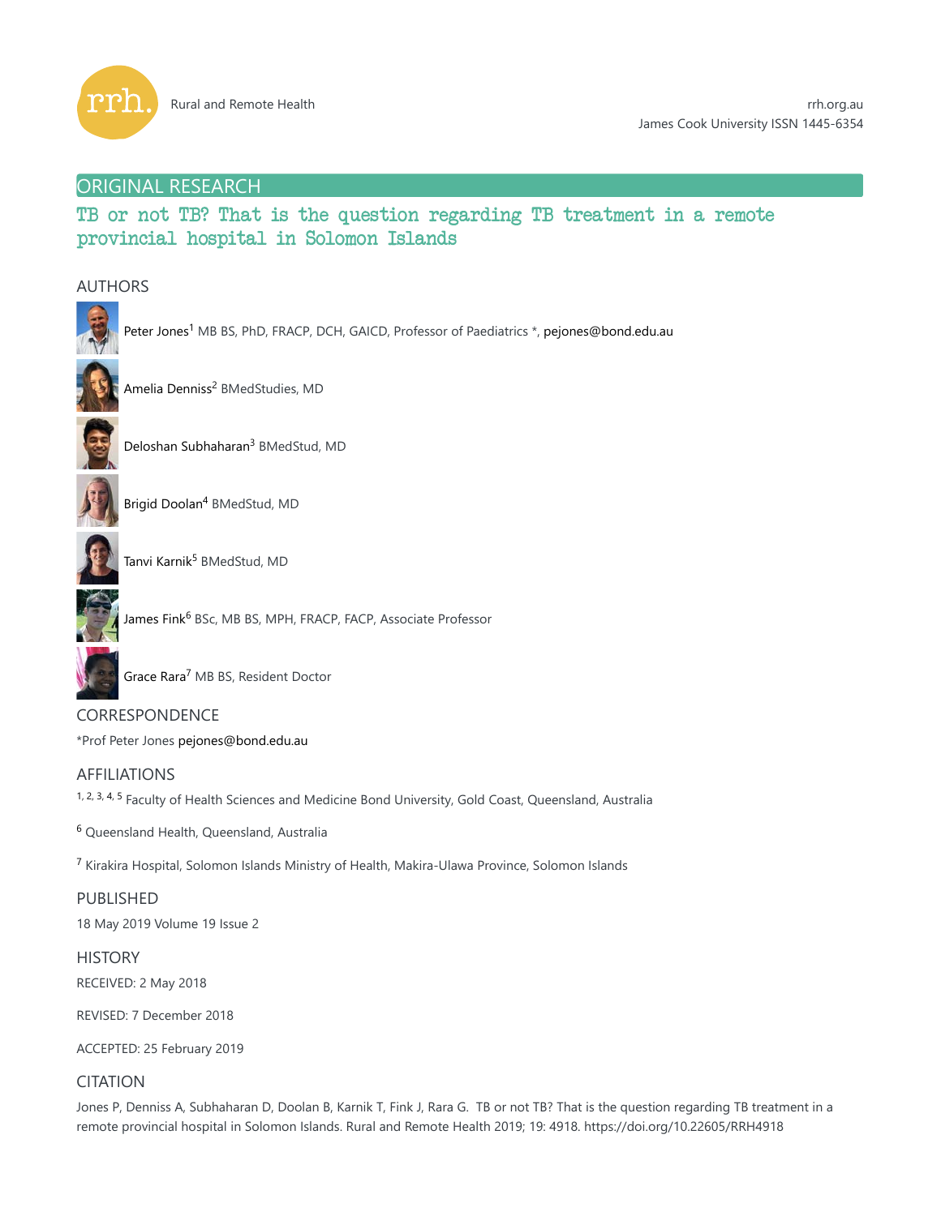## ORIGINAL RESEARCH

# TB or not TB? That is the question regarding TB treatment in a remote provincial hospital in Solomon Islands

## AUTHORS

Peter Jones[1] MB BS, PhD, FRACP, DCH, GAICD, Professor of Paediatrics *, pejones@bond.edu.au

Amelia Denniss[2] BMedStudies, MD

Deloshan Subhaharan[3] BMedStud, MD

Brigid Doolan[4] BMedStud, MD

Tanvi Karnik[5] BMedStud, MD

James Fink[6] BSc, MB BS, MPH, FRACP, FACP, Associate Professor

Grace Rara[7] MB BS, Resident Doctor

## CORRESPONDENCE

*Prof Peter Jones pejones@bond.edu.au

## AFFILIATIONS

[1, 2, 3, 4, 5] Faculty of Health Sciences and Medicine Bond University, Gold Coast, Queensland, Australia

[6] Queensland Health, Queensland, Australia

[7] Kirakira Hospital, Solomon Islands Ministry of Health, Makira-Ulawa Province, Solomon Islands

## PUBLISHED

18 May 2019 Volume 19 Issue 2

## HISTORY

RECEIVED: 2 May 2018

REVISED: 7 December 2018

ACCEPTED: 25 February 2019

## CITATION

Jones P, Denniss A, Subhaharan D, Doolan B, Karnik T, Fink J, Rara G. TB or not TB? That is the question regarding TB treatment in a remote provincial hospital in Solomon Islands. Rural and Remote Health 2019; 19: 4918. https://doi.org/10.22605/RRH4918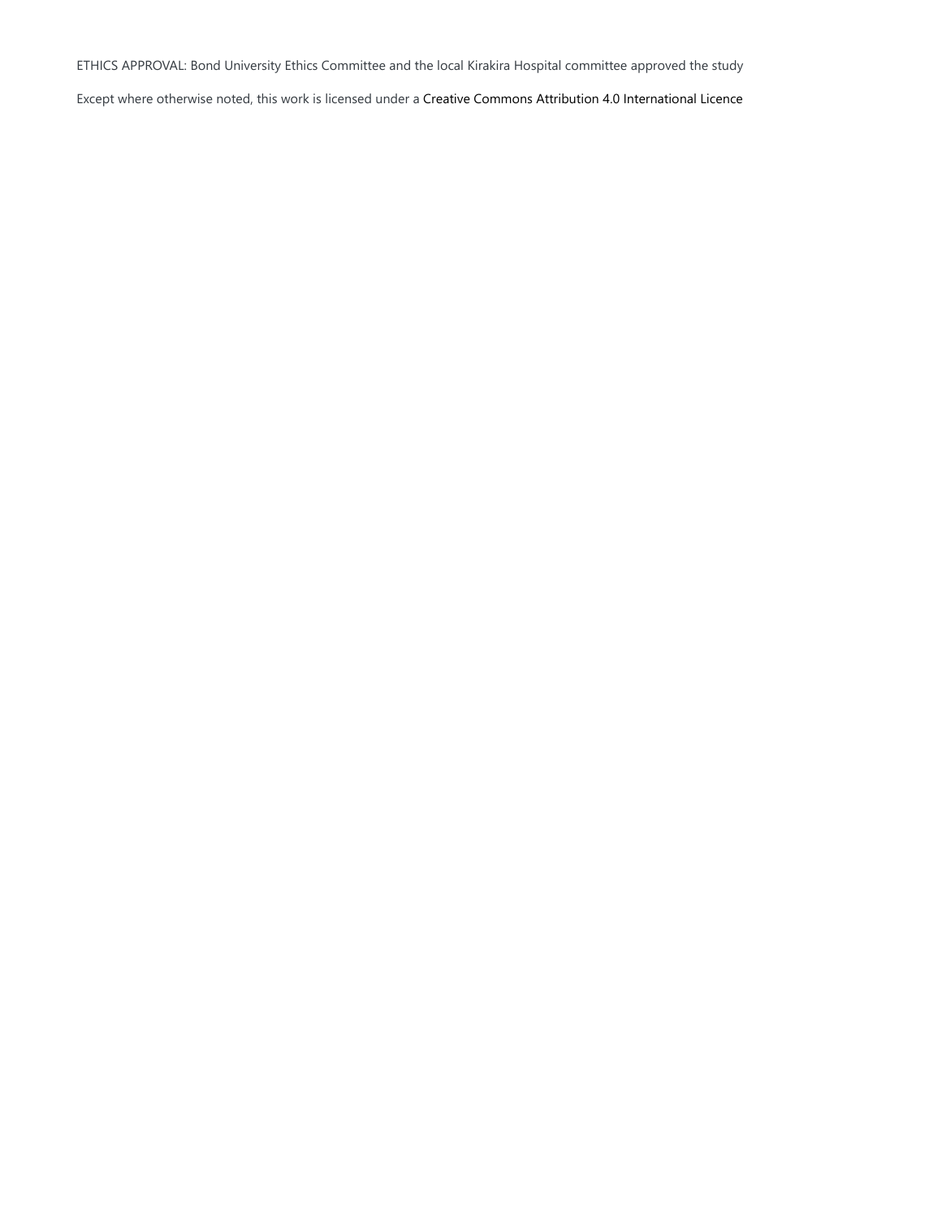ETHICS APPROVAL: Bond University Ethics Committee and the local Kirakira Hospital committee approved the study

Except where otherwise noted, this work is licensed under a Creative Commons Attribution 4.0 International Licence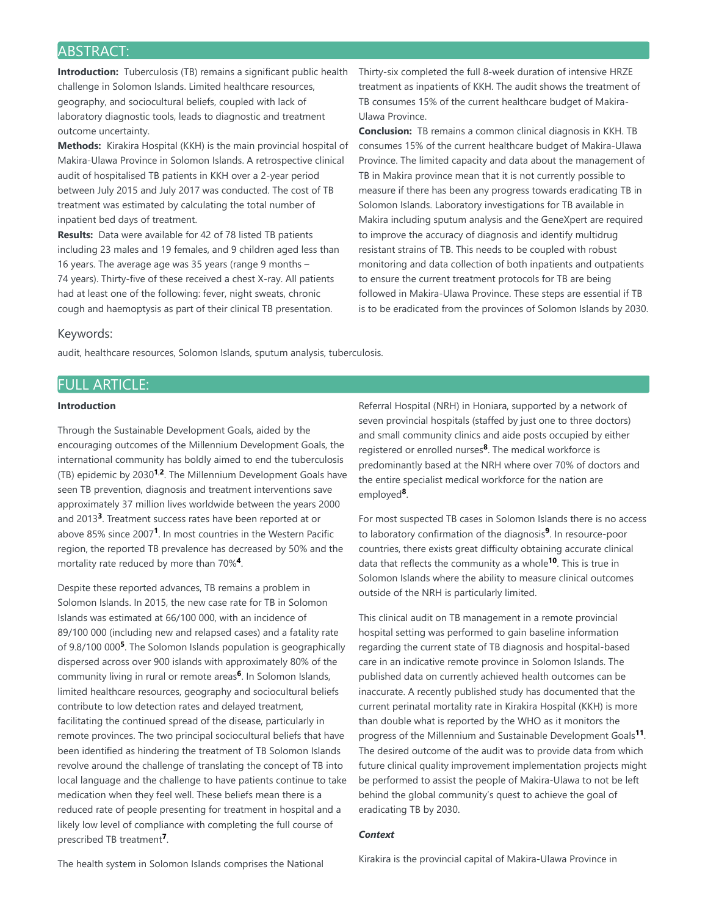## ABSTRACT:

**Introduction:** Tuberculosis (TB) remains a significant public health challenge in Solomon Islands. Limited healthcare resources, geography, and sociocultural beliefs, coupled with lack of laboratory diagnostic tools, leads to diagnostic and treatment outcome uncertainty.

**Methods:** Kirakira Hospital (KKH) is the main provincial hospital of Makira-Ulawa Province in Solomon Islands. A retrospective clinical audit of hospitalised TB patients in KKH over a 2-year period between July 2015 and July 2017 was conducted. The cost of TB treatment was estimated by calculating the total number of inpatient bed days of treatment.

**Results:** Data were available for 42 of 78 listed TB patients including 23 males and 19 females, and 9 children aged less than 16 years. The average age was 35 years (range 9 months – 74 years). Thirty-five of these received a chest X-ray. All patients had at least one of the following: fever, night sweats, chronic cough and haemoptysis as part of their clinical TB presentation. Thirty-six completed the full 8-week duration of intensive HRZE treatment as inpatients of KKH. The audit shows the treatment of TB consumes 15% of the current healthcare budget of Makira-Ulawa Province.

**Conclusion:** TB remains a common clinical diagnosis in KKH. TB consumes 15% of the current healthcare budget of Makira-Ulawa Province. The limited capacity and data about the management of TB in Makira province mean that it is not currently possible to measure if there has been any progress towards eradicating TB in Solomon Islands. Laboratory investigations for TB available in Makira including sputum analysis and the GeneXpert are required to improve the accuracy of diagnosis and identify multidrug resistant strains of TB. This needs to be coupled with robust monitoring and data collection of both inpatients and outpatients to ensure the current treatment protocols for TB are being followed in Makira-Ulawa Province. These steps are essential if TB is to be eradicated from the provinces of Solomon Islands by 2030.

### Keywords:

audit, healthcare resources, Solomon Islands, sputum analysis, tuberculosis.

## FULL ARTICLE:

### Introduction

Through the Sustainable Development Goals, aided by the encouraging outcomes of the Millennium Development Goals, the international community has boldly aimed to end the tuberculosis (TB) epidemic by 2030[1,2]. The Millennium Development Goals have seen TB prevention, diagnosis and treatment interventions save approximately 37 million lives worldwide between the years 2000 and 2013[3]. Treatment success rates have been reported at or above 85% since 2007[1]. In most countries in the Western Pacific region, the reported TB prevalence has decreased by 50% and the mortality rate reduced by more than 70%[4].

Despite these reported advances, TB remains a problem in Solomon Islands. In 2015, the new case rate for TB in Solomon Islands was estimated at 66/100 000, with an incidence of 89/100 000 (including new and relapsed cases) and a fatality rate of 9.8/100 000[5]. The Solomon Islands population is geographically dispersed across over 900 islands with approximately 80% of the community living in rural or remote areas[6]. In Solomon Islands, limited healthcare resources, geography and sociocultural beliefs contribute to low detection rates and delayed treatment, facilitating the continued spread of the disease, particularly in remote provinces. The two principal sociocultural beliefs that have been identified as hindering the treatment of TB Solomon Islands revolve around the challenge of translating the concept of TB into local language and the challenge to have patients continue to take medication when they feel well. These beliefs mean there is a reduced rate of people presenting for treatment in hospital and a likely low level of compliance with completing the full course of prescribed TB treatment[7].

The health system in Solomon Islands comprises the National Referral Hospital (NRH) in Honiara, supported by a network of seven provincial hospitals (staffed by just one to three doctors) and small community clinics and aide posts occupied by either registered or enrolled nurses[8]. The medical workforce is predominantly based at the NRH where over 70% of doctors and the entire specialist medical workforce for the nation are employed[8].

For most suspected TB cases in Solomon Islands there is no access to laboratory confirmation of the diagnosis[9]. In resource-poor countries, there exists great difficulty obtaining accurate clinical data that reflects the community as a whole[10]. This is true in Solomon Islands where the ability to measure clinical outcomes outside of the NRH is particularly limited.

This clinical audit on TB management in a remote provincial hospital setting was performed to gain baseline information regarding the current state of TB diagnosis and hospital-based care in an indicative remote province in Solomon Islands. The published data on currently achieved health outcomes can be inaccurate. A recently published study has documented that the current perinatal mortality rate in Kirakira Hospital (KKH) is more than double what is reported by the WHO as it monitors the progress of the Millennium and Sustainable Development Goals[11]. The desired outcome of the audit was to provide data from which future clinical quality improvement implementation projects might be performed to assist the people of Makira-Ulawa to not be left behind the global community's quest to achieve the goal of eradicating TB by 2030.

#### *Context*

Kirakira is the provincial capital of Makira-Ulawa Province in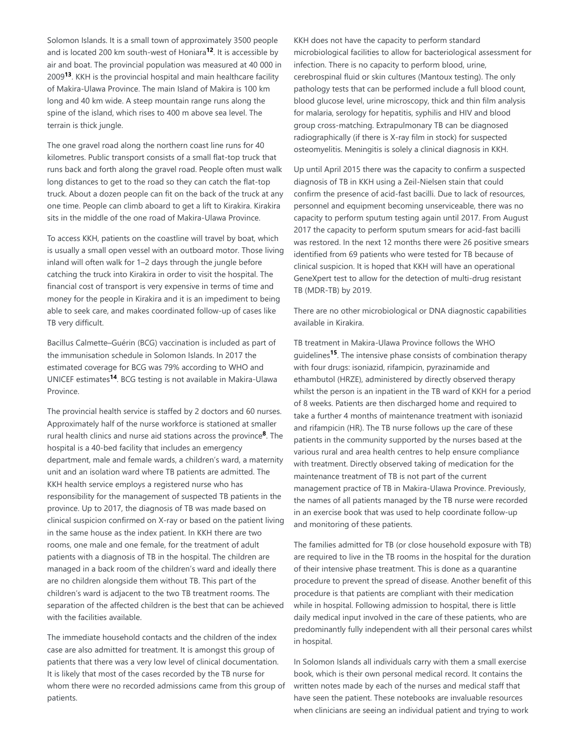Solomon Islands. It is a small town of approximately 3500 people and is located 200 km south-west of Honiara[12]. It is accessible by air and boat. The provincial population was measured at 40 000 in 2009[13]. KKH is the provincial hospital and main healthcare facility of Makira-Ulawa Province. The main Island of Makira is 100 km long and 40 km wide. A steep mountain range runs along the spine of the island, which rises to 400 m above sea level. The terrain is thick jungle.

The one gravel road along the northern coast line runs for 40 kilometres. Public transport consists of a small flat-top truck that runs back and forth along the gravel road. People often must walk long distances to get to the road so they can catch the flat-top truck. About a dozen people can fit on the back of the truck at any one time. People can climb aboard to get a lift to Kirakira. Kirakira sits in the middle of the one road of Makira-Ulawa Province.

To access KKH, patients on the coastline will travel by boat, which is usually a small open vessel with an outboard motor. Those living inland will often walk for 1–2 days through the jungle before catching the truck into Kirakira in order to visit the hospital. The financial cost of transport is very expensive in terms of time and money for the people in Kirakira and it is an impediment to being able to seek care, and makes coordinated follow-up of cases like TB very difficult.

Bacillus Calmette–Guérin (BCG) vaccination is included as part of the immunisation schedule in Solomon Islands. In 2017 the estimated coverage for BCG was 79% according to WHO and UNICEF estimates[14]. BCG testing is not available in Makira-Ulawa Province.

The provincial health service is staffed by 2 doctors and 60 nurses. Approximately half of the nurse workforce is stationed at smaller rural health clinics and nurse aid stations across the province[8]. The hospital is a 40-bed facility that includes an emergency department, male and female wards, a children's ward, a maternity unit and an isolation ward where TB patients are admitted. The KKH health service employs a registered nurse who has responsibility for the management of suspected TB patients in the province. Up to 2017, the diagnosis of TB was made based on clinical suspicion confirmed on X-ray or based on the patient living in the same house as the index patient. In KKH there are two rooms, one male and one female, for the treatment of adult patients with a diagnosis of TB in the hospital. The children are managed in a back room of the children's ward and ideally there are no children alongside them without TB. This part of the children's ward is adjacent to the two TB treatment rooms. The separation of the affected children is the best that can be achieved with the facilities available.

The immediate household contacts and the children of the index case are also admitted for treatment. It is amongst this group of patients that there was a very low level of clinical documentation. It is likely that most of the cases recorded by the TB nurse for whom there were no recorded admissions came from this group of patients.

KKH does not have the capacity to perform standard microbiological facilities to allow for bacteriological assessment for infection. There is no capacity to perform blood, urine, cerebrospinal fluid or skin cultures (Mantoux testing). The only pathology tests that can be performed include a full blood count, blood glucose level, urine microscopy, thick and thin film analysis for malaria, serology for hepatitis, syphilis and HIV and blood group cross-matching. Extrapulmonary TB can be diagnosed radiographically (if there is X-ray film in stock) for suspected osteomyelitis. Meningitis is solely a clinical diagnosis in KKH.

Up until April 2015 there was the capacity to confirm a suspected diagnosis of TB in KKH using a Zeil-Nielsen stain that could confirm the presence of acid-fast bacilli. Due to lack of resources, personnel and equipment becoming unserviceable, there was no capacity to perform sputum testing again until 2017. From August 2017 the capacity to perform sputum smears for acid-fast bacilli was restored. In the next 12 months there were 26 positive smears identified from 69 patients who were tested for TB because of clinical suspicion. It is hoped that KKH will have an operational GeneXpert test to allow for the detection of multi-drug resistant TB (MDR-TB) by 2019.

There are no other microbiological or DNA diagnostic capabilities available in Kirakira.

TB treatment in Makira-Ulawa Province follows the WHO guidelines[15]. The intensive phase consists of combination therapy with four drugs: isoniazid, rifampicin, pyrazinamide and ethambutol (HRZE), administered by directly observed therapy whilst the person is an inpatient in the TB ward of KKH for a period of 8 weeks. Patients are then discharged home and required to take a further 4 months of maintenance treatment with isoniazid and rifampicin (HR). The TB nurse follows up the care of these patients in the community supported by the nurses based at the various rural and area health centres to help ensure compliance with treatment. Directly observed taking of medication for the maintenance treatment of TB is not part of the current management practice of TB in Makira-Ulawa Province. Previously, the names of all patients managed by the TB nurse were recorded in an exercise book that was used to help coordinate follow-up and monitoring of these patients.

The families admitted for TB (or close household exposure with TB) are required to live in the TB rooms in the hospital for the duration of their intensive phase treatment. This is done as a quarantine procedure to prevent the spread of disease. Another benefit of this procedure is that patients are compliant with their medication while in hospital. Following admission to hospital, there is little daily medical input involved in the care of these patients, who are predominantly fully independent with all their personal cares whilst in hospital.

In Solomon Islands all individuals carry with them a small exercise book, which is their own personal medical record. It contains the written notes made by each of the nurses and medical staff that have seen the patient. These notebooks are invaluable resources when clinicians are seeing an individual patient and trying to work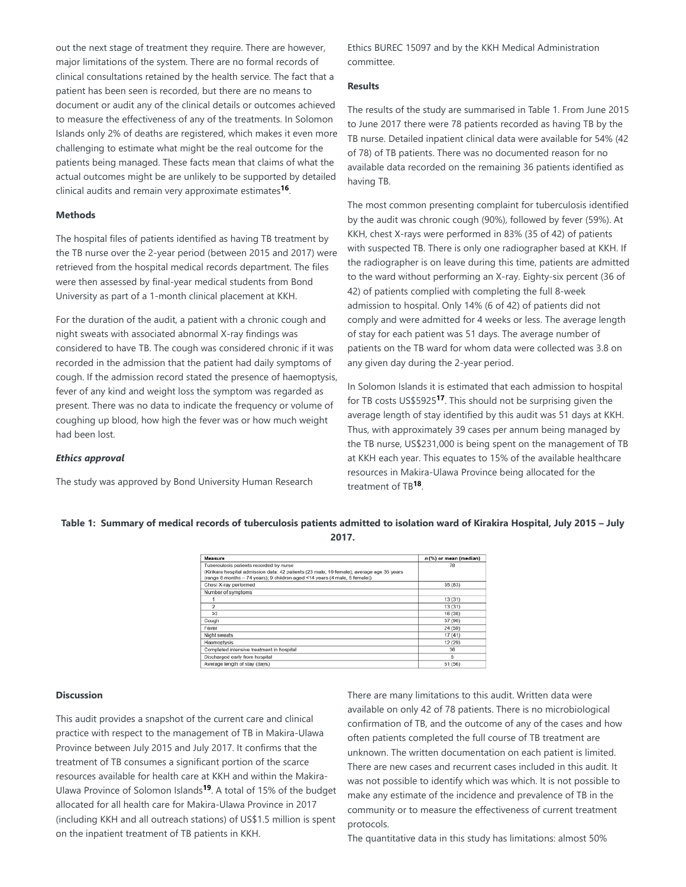out the next stage of treatment they require. There are however, major limitations of the system. There are no formal records of clinical consultations retained by the health service. The fact that a patient has been seen is recorded, but there are no means to document or audit any of the clinical details or outcomes achieved to measure the effectiveness of any of the treatments. In Solomon Islands only 2% of deaths are registered, which makes it even more challenging to estimate what might be the real outcome for the patients being managed. These facts mean that claims of what the actual outcomes might be are unlikely to be supported by detailed clinical audits and remain very approximate estimates[16].

**Methods**

The hospital files of patients identified as having TB treatment by the TB nurse over the 2-year period (between 2015 and 2017) were retrieved from the hospital medical records department. The files were then assessed by final-year medical students from Bond University as part of a 1-month clinical placement at KKH.

For the duration of the audit, a patient with a chronic cough and night sweats with associated abnormal X-ray findings was considered to have TB. The cough was considered chronic if it was recorded in the admission that the patient had daily symptoms of cough. If the admission record stated the presence of haemoptysis, fever of any kind and weight loss the symptom was regarded as present. There was no data to indicate the frequency or volume of coughing up blood, how high the fever was or how much weight had been lost.

***Ethics approval***

The study was approved by Bond University Human Research Ethics BUREC 15097 and by the KKH Medical Administration committee.

**Results**

The results of the study are summarised in Table 1. From June 2015 to June 2017 there were 78 patients recorded as having TB by the TB nurse. Detailed inpatient clinical data were available for 54% (42 of 78) of TB patients. There was no documented reason for no available data recorded on the remaining 36 patients identified as having TB.

The most common presenting complaint for tuberculosis identified by the audit was chronic cough (90%), followed by fever (59%). At KKH, chest X-rays were performed in 83% (35 of 42) of patients with suspected TB. There is only one radiographer based at KKH. If the radiographer is on leave during this time, patients are admitted to the ward without performing an X-ray. Eighty-six percent (36 of 42) of patients complied with completing the full 8-week admission to hospital. Only 14% (6 of 42) of patients did not comply and were admitted for 4 weeks or less. The average length of stay for each patient was 51 days. The average number of patients on the TB ward for whom data were collected was 3.8 on any given day during the 2-year period.

In Solomon Islands it is estimated that each admission to hospital for TB costs US$5925[17]. This should not be surprising given the average length of stay identified by this audit was 51 days at KKH. Thus, with approximately 39 cases per annum being managed by the TB nurse, US$231,000 is being spent on the management of TB at KKH each year. This equates to 15% of the available healthcare resources in Makira-Ulawa Province being allocated for the treatment of TB[18].

**Table 1: Summary of medical records of tuberculosis patients admitted to isolation ward of Kirakira Hospital, July 2015 – July 2017.**

| Measure | *n* (%) or mean (median) |
|---|---|
| Tuberculosis patients recorded by nurse<br>(Kirikara hospital admission data: 42 patients (23 male, 19 female); average age 35 years (range 8 months – 74 years); 9 children aged <14 years (4 male, 5 female)) | 78 |
| Chest X-ray performed | 35 (83) |
| Number of symptoms | |
| 1 | 13 (31) |
| 2 | 13 (31) |
| ≥3 | 16 (38) |
| Cough | 37 (90) |
| Fever | 24 (59) |
| Night sweats | 17 (41) |
| Haemoptysis | 12 (29) |
| Completed intensive treatment in hospital | 36 |
| Discharged early from hospital | 6 |
| Average length of stay (days) | 51 (56) |

**Discussion**

This audit provides a snapshot of the current care and clinical practice with respect to the management of TB in Makira-Ulawa Province between July 2015 and July 2017. It confirms that the treatment of TB consumes a significant portion of the scarce resources available for health care at KKH and within the Makira-Ulawa Province of Solomon Islands[19]. A total of 15% of the budget allocated for all health care for Makira-Ulawa Province in 2017 (including KKH and all outreach stations) of US$1.5 million is spent on the inpatient treatment of TB patients in KKH.

There are many limitations to this audit. Written data were available on only 42 of 78 patients. There is no microbiological confirmation of TB, and the outcome of any of the cases and how often patients completed the full course of TB treatment are unknown. The written documentation on each patient is limited. There are new cases and recurrent cases included in this audit. It was not possible to identify which was which. It is not possible to make any estimate of the incidence and prevalence of TB in the community or to measure the effectiveness of current treatment protocols.

The quantitative data in this study has limitations: almost 50%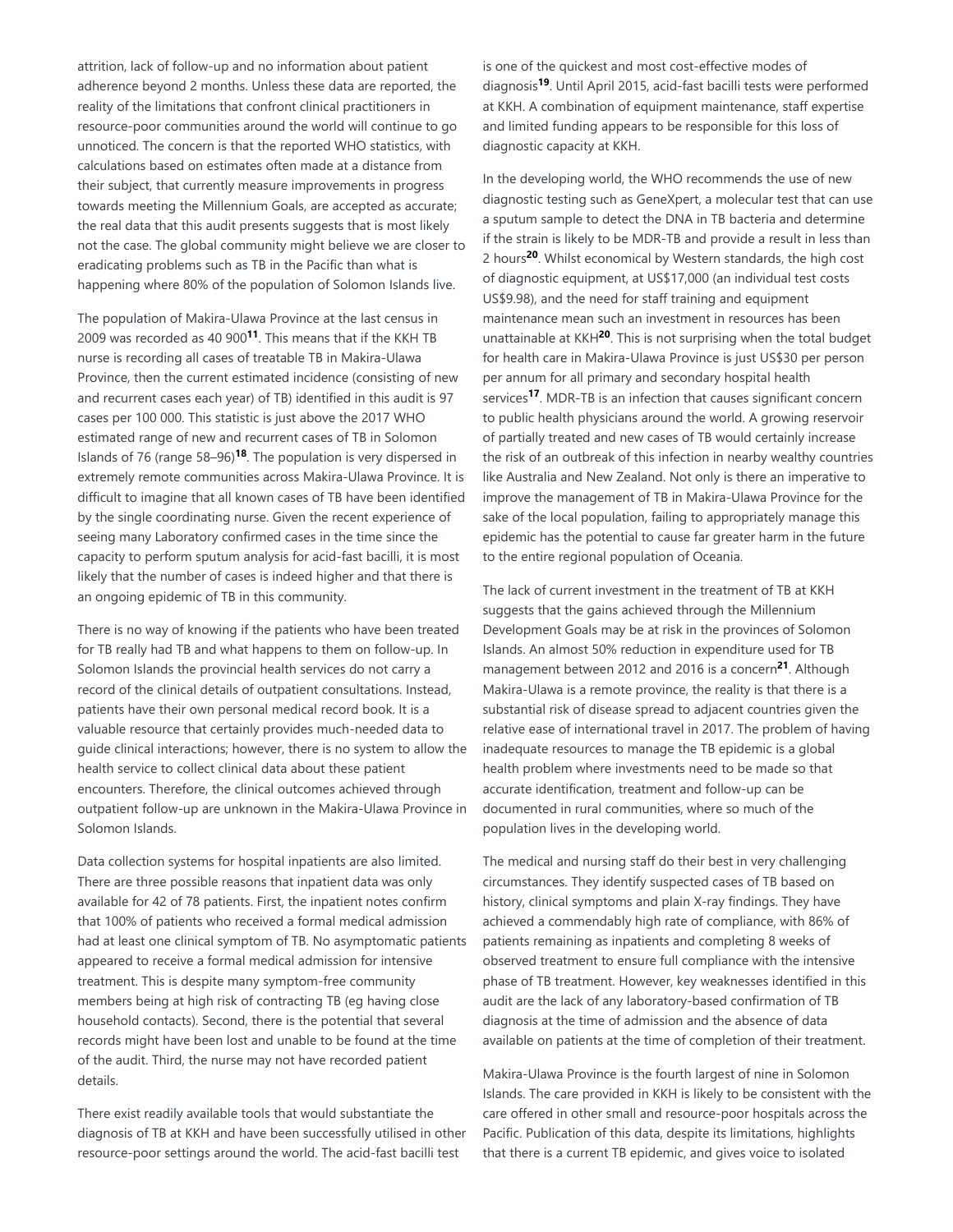attrition, lack of follow-up and no information about patient adherence beyond 2 months. Unless these data are reported, the reality of the limitations that confront clinical practitioners in resource-poor communities around the world will continue to go unnoticed. The concern is that the reported WHO statistics, with calculations based on estimates often made at a distance from their subject, that currently measure improvements in progress towards meeting the Millennium Goals, are accepted as accurate; the real data that this audit presents suggests that is most likely not the case. The global community might believe we are closer to eradicating problems such as TB in the Pacific than what is happening where 80% of the population of Solomon Islands live.

The population of Makira-Ulawa Province at the last census in 2009 was recorded as 40 900[11]. This means that if the KKH TB nurse is recording all cases of treatable TB in Makira-Ulawa Province, then the current estimated incidence (consisting of new and recurrent cases each year) of TB) identified in this audit is 97 cases per 100 000. This statistic is just above the 2017 WHO estimated range of new and recurrent cases of TB in Solomon Islands of 76 (range 58–96)[18]. The population is very dispersed in extremely remote communities across Makira-Ulawa Province. It is difficult to imagine that all known cases of TB have been identified by the single coordinating nurse. Given the recent experience of seeing many Laboratory confirmed cases in the time since the capacity to perform sputum analysis for acid-fast bacilli, it is most likely that the number of cases is indeed higher and that there is an ongoing epidemic of TB in this community.

There is no way of knowing if the patients who have been treated for TB really had TB and what happens to them on follow-up. In Solomon Islands the provincial health services do not carry a record of the clinical details of outpatient consultations. Instead, patients have their own personal medical record book. It is a valuable resource that certainly provides much-needed data to guide clinical interactions; however, there is no system to allow the health service to collect clinical data about these patient encounters. Therefore, the clinical outcomes achieved through outpatient follow-up are unknown in the Makira-Ulawa Province in Solomon Islands.

Data collection systems for hospital inpatients are also limited. There are three possible reasons that inpatient data was only available for 42 of 78 patients. First, the inpatient notes confirm that 100% of patients who received a formal medical admission had at least one clinical symptom of TB. No asymptomatic patients appeared to receive a formal medical admission for intensive treatment. This is despite many symptom-free community members being at high risk of contracting TB (eg having close household contacts). Second, there is the potential that several records might have been lost and unable to be found at the time of the audit. Third, the nurse may not have recorded patient details.

There exist readily available tools that would substantiate the diagnosis of TB at KKH and have been successfully utilised in other resource-poor settings around the world. The acid-fast bacilli test is one of the quickest and most cost-effective modes of diagnosis[19]. Until April 2015, acid-fast bacilli tests were performed at KKH. A combination of equipment maintenance, staff expertise and limited funding appears to be responsible for this loss of diagnostic capacity at KKH.

In the developing world, the WHO recommends the use of new diagnostic testing such as GeneXpert, a molecular test that can use a sputum sample to detect the DNA in TB bacteria and determine if the strain is likely to be MDR-TB and provide a result in less than 2 hours[20]. Whilst economical by Western standards, the high cost of diagnostic equipment, at US$17,000 (an individual test costs US$9.98), and the need for staff training and equipment maintenance mean such an investment in resources has been unattainable at KKH[20]. This is not surprising when the total budget for health care in Makira-Ulawa Province is just US$30 per person per annum for all primary and secondary hospital health services[17]. MDR-TB is an infection that causes significant concern to public health physicians around the world. A growing reservoir of partially treated and new cases of TB would certainly increase the risk of an outbreak of this infection in nearby wealthy countries like Australia and New Zealand. Not only is there an imperative to improve the management of TB in Makira-Ulawa Province for the sake of the local population, failing to appropriately manage this epidemic has the potential to cause far greater harm in the future to the entire regional population of Oceania.

The lack of current investment in the treatment of TB at KKH suggests that the gains achieved through the Millennium Development Goals may be at risk in the provinces of Solomon Islands. An almost 50% reduction in expenditure used for TB management between 2012 and 2016 is a concern[21]. Although Makira-Ulawa is a remote province, the reality is that there is a substantial risk of disease spread to adjacent countries given the relative ease of international travel in 2017. The problem of having inadequate resources to manage the TB epidemic is a global health problem where investments need to be made so that accurate identification, treatment and follow-up can be documented in rural communities, where so much of the population lives in the developing world.

The medical and nursing staff do their best in very challenging circumstances. They identify suspected cases of TB based on history, clinical symptoms and plain X-ray findings. They have achieved a commendably high rate of compliance, with 86% of patients remaining as inpatients and completing 8 weeks of observed treatment to ensure full compliance with the intensive phase of TB treatment. However, key weaknesses identified in this audit are the lack of any laboratory-based confirmation of TB diagnosis at the time of admission and the absence of data available on patients at the time of completion of their treatment.

Makira-Ulawa Province is the fourth largest of nine in Solomon Islands. The care provided in KKH is likely to be consistent with the care offered in other small and resource-poor hospitals across the Pacific. Publication of this data, despite its limitations, highlights that there is a current TB epidemic, and gives voice to isolated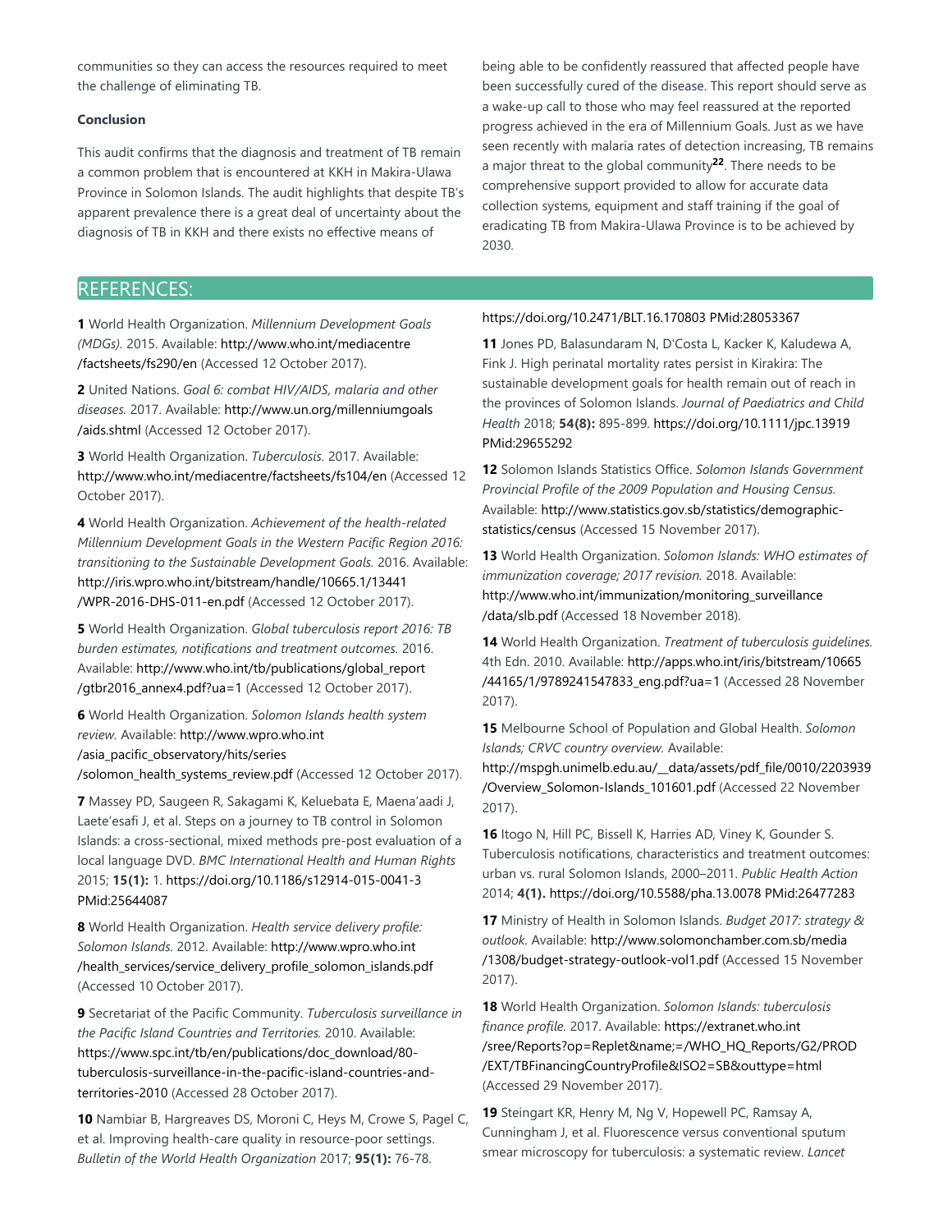communities so they can access the resources required to meet the challenge of eliminating TB.

**Conclusion**

This audit confirms that the diagnosis and treatment of TB remain a common problem that is encountered at KKH in Makira-Ulawa Province in Solomon Islands. The audit highlights that despite TB's apparent prevalence there is a great deal of uncertainty about the diagnosis of TB in KKH and there exists no effective means of being able to be confidently reassured that affected people have been successfully cured of the disease. This report should serve as a wake-up call to those who may feel reassured at the reported progress achieved in the era of Millennium Goals. Just as we have seen recently with malaria rates of detection increasing, TB remains a major threat to the global community[22]. There needs to be comprehensive support provided to allow for accurate data collection systems, equipment and staff training if the goal of eradicating TB from Makira-Ulawa Province is to be achieved by 2030.

## REFERENCES:

**1** World Health Organization. *Millennium Development Goals (MDGs).* 2015. Available: http://www.who.int/mediacentre/factsheets/fs290/en (Accessed 12 October 2017).

**2** United Nations. *Goal 6: combat HIV/AIDS, malaria and other diseases.* 2017. Available: http://www.un.org/millenniumgoals/aids.shtml (Accessed 12 October 2017).

**3** World Health Organization. *Tuberculosis.* 2017. Available: http://www.who.int/mediacentre/factsheets/fs104/en (Accessed 12 October 2017).

**4** World Health Organization. *Achievement of the health-related Millennium Development Goals in the Western Pacific Region 2016: transitioning to the Sustainable Development Goals.* 2016. Available: http://iris.wpro.who.int/bitstream/handle/10665.1/13441/WPR-2016-DHS-011-en.pdf (Accessed 12 October 2017).

**5** World Health Organization. *Global tuberculosis report 2016: TB burden estimates, notifications and treatment outcomes.* 2016. Available: http://www.who.int/tb/publications/global_report/gtbr2016_annex4.pdf?ua=1 (Accessed 12 October 2017).

**6** World Health Organization. *Solomon Islands health system review.* Available: http://www.wpro.who.int/asia_pacific_observatory/hits/series/solomon_health_systems_review.pdf (Accessed 12 October 2017).

**7** Massey PD, Saugeen R, Sakagami K, Keluebata E, Maena'aadi J, Laete'esafi J, et al. Steps on a journey to TB control in Solomon Islands: a cross-sectional, mixed methods pre-post evaluation of a local language DVD. *BMC International Health and Human Rights* 2015; **15(1):** 1. https://doi.org/10.1186/s12914-015-0041-3 PMid:25644087

**8** World Health Organization. *Health service delivery profile: Solomon Islands.* 2012. Available: http://www.wpro.who.int/health_services/service_delivery_profile_solomon_islands.pdf (Accessed 10 October 2017).

**9** Secretariat of the Pacific Community. *Tuberculosis surveillance in the Pacific Island Countries and Territories.* 2010. Available: https://www.spc.int/tb/en/publications/doc_download/80-tuberculosis-surveillance-in-the-pacific-island-countries-and-territories-2010 (Accessed 28 October 2017).

**10** Nambiar B, Hargreaves DS, Moroni C, Heys M, Crowe S, Pagel C, et al. Improving health-care quality in resource-poor settings. *Bulletin of the World Health Organization* 2017; **95(1):** 76-78. https://doi.org/10.2471/BLT.16.170803 PMid:28053367

**11** Jones PD, Balasundaram N, D'Costa L, Kacker K, Kaludewa A, Fink J. High perinatal mortality rates persist in Kirakira: The sustainable development goals for health remain out of reach in the provinces of Solomon Islands. *Journal of Paediatrics and Child Health* 2018; **54(8):** 895-899. https://doi.org/10.1111/jpc.13919 PMid:29655292

**12** Solomon Islands Statistics Office. *Solomon Islands Government Provincial Profile of the 2009 Population and Housing Census.* Available: http://www.statistics.gov.sb/statistics/demographic-statistics/census (Accessed 15 November 2017).

**13** World Health Organization. *Solomon Islands: WHO estimates of immunization coverage; 2017 revision.* 2018. Available: http://www.who.int/immunization/monitoring_surveillance/data/slb.pdf (Accessed 18 November 2018).

**14** World Health Organization. *Treatment of tuberculosis guidelines.* 4th Edn. 2010. Available: http://apps.who.int/iris/bitstream/10665/44165/1/9789241547833_eng.pdf?ua=1 (Accessed 28 November 2017).

**15** Melbourne School of Population and Global Health. *Solomon Islands; CRVC country overview.* Available: http://mspgh.unimelb.edu.au/__data/assets/pdf_file/0010/2203939/Overview_Solomon-Islands_101601.pdf (Accessed 22 November 2017).

**16** Itogo N, Hill PC, Bissell K, Harries AD, Viney K, Gounder S. Tuberculosis notifications, characteristics and treatment outcomes: urban vs. rural Solomon Islands, 2000–2011. *Public Health Action* 2014; **4(1).** https://doi.org/10.5588/pha.13.0078 PMid:26477283

**17** Ministry of Health in Solomon Islands. *Budget 2017: strategy & outlook.* Available: http://www.solomonchamber.com.sb/media/1308/budget-strategy-outlook-vol1.pdf (Accessed 15 November 2017).

**18** World Health Organization. *Solomon Islands: tuberculosis finance profile.* 2017. Available: https://extranet.who.int/sree/Reports?op=Replet&name;=/WHO_HQ_Reports/G2/PROD/EXT/TBFinancingCountryProfile&ISO2=SB&outtype=html (Accessed 29 November 2017).

**19** Steingart KR, Henry M, Ng V, Hopewell PC, Ramsay A, Cunningham J, et al. Fluorescence versus conventional sputum smear microscopy for tuberculosis: a systematic review. *Lancet*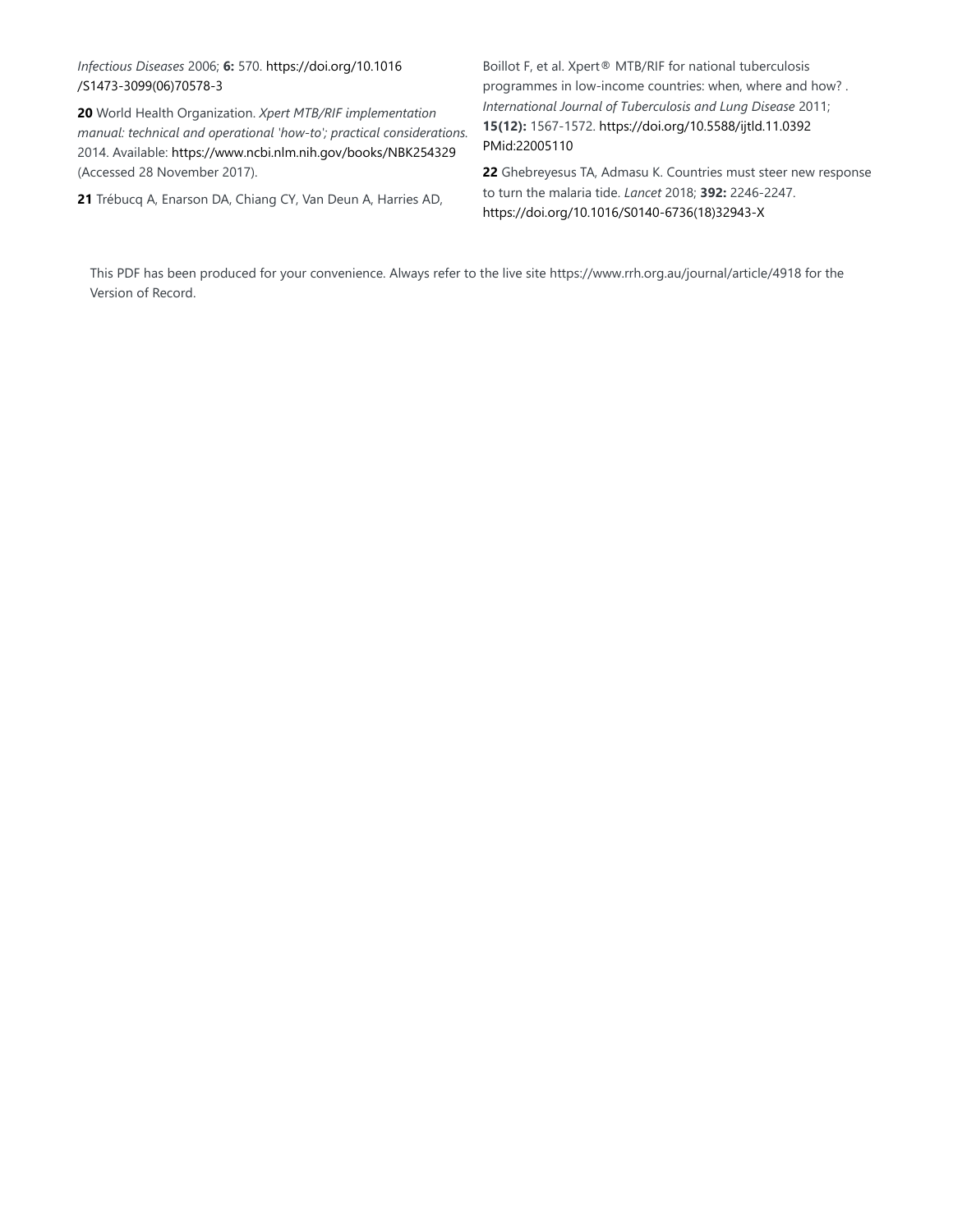*Infectious Diseases* 2006; **6:** 570. https://doi.org/10.1016/S1473-3099(06)70578-3

**20** World Health Organization. *Xpert MTB/RIF implementation manual: technical and operational 'how-to'; practical considerations.* 2014. Available: https://www.ncbi.nlm.nih.gov/books/NBK254329 (Accessed 28 November 2017).

**21** Trébucq A, Enarson DA, Chiang CY, Van Deun A, Harries AD, Boillot F, et al. Xpert® MTB/RIF for national tuberculosis programmes in low-income countries: when, where and how? . *International Journal of Tuberculosis and Lung Disease* 2011; **15(12):** 1567-1572. https://doi.org/10.5588/ijtld.11.0392 PMid:22005110

**22** Ghebreyesus TA, Admasu K. Countries must steer new response to turn the malaria tide. *Lancet* 2018; **392:** 2246-2247. https://doi.org/10.1016/S0140-6736(18)32943-X

This PDF has been produced for your convenience. Always refer to the live site https://www.rrh.org.au/journal/article/4918 for the Version of Record.